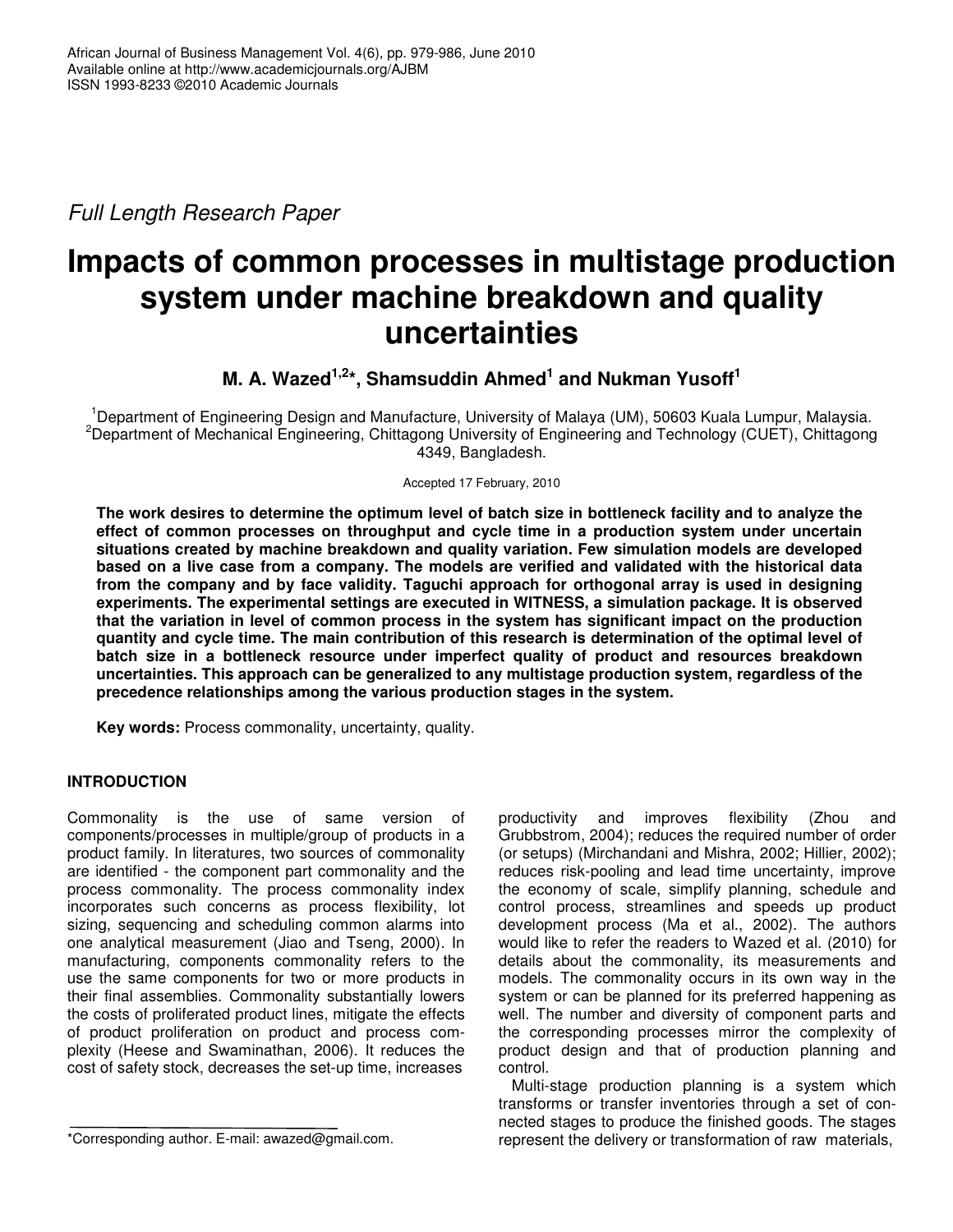*Full Length Research Paper*

# Impacts of common processes in multistage production system under machine breakdown and quality uncertainties

**M. A. Wazed[1,2]*, Shamsuddin Ahmed[1] and Nukman Yusoff[1]**

[1]Department of Engineering Design and Manufacture, University of Malaya (UM), 50603 Kuala Lumpur, Malaysia.
[2]Department of Mechanical Engineering, Chittagong University of Engineering and Technology (CUET), Chittagong 4349, Bangladesh.

Accepted 17 February, 2010

**The work desires to determine the optimum level of batch size in bottleneck facility and to analyze the effect of common processes on throughput and cycle time in a production system under uncertain situations created by machine breakdown and quality variation. Few simulation models are developed based on a live case from a company. The models are verified and validated with the historical data from the company and by face validity. Taguchi approach for orthogonal array is used in designing experiments. The experimental settings are executed in WITNESS, a simulation package. It is observed that the variation in level of common process in the system has significant impact on the production quantity and cycle time. The main contribution of this research is determination of the optimal level of batch size in a bottleneck resource under imperfect quality of product and resources breakdown uncertainties. This approach can be generalized to any multistage production system, regardless of the precedence relationships among the various production stages in the system.**

**Key words:** Process commonality, uncertainty, quality.

## INTRODUCTION

Commonality is the use of same version of components/processes in multiple/group of products in a product family. In literatures, two sources of commonality are identified - the component part commonality and the process commonality. The process commonality index incorporates such concerns as process flexibility, lot sizing, sequencing and scheduling common alarms into one analytical measurement (Jiao and Tseng, 2000). In manufacturing, components commonality refers to the use the same components for two or more products in their final assemblies. Commonality substantially lowers the costs of proliferated product lines, mitigate the effects of product proliferation on product and process complexity (Heese and Swaminathan, 2006). It reduces the cost of safety stock, decreases the set-up time, increases productivity and improves flexibility (Zhou and Grubbstrom, 2004); reduces the required number of order (or setups) (Mirchandani and Mishra, 2002; Hillier, 2002); reduces risk-pooling and lead time uncertainty, improve the economy of scale, simplify planning, schedule and control process, streamlines and speeds up product development process (Ma et al., 2002). The authors would like to refer the readers to Wazed et al. (2010) for details about the commonality, its measurements and models. The commonality occurs in its own way in the system or can be planned for its preferred happening as well. The number and diversity of component parts and the corresponding processes mirror the complexity of product design and that of production planning and control.

Multi-stage production planning is a system which transforms or transfer inventories through a set of connected stages to produce the finished goods. The stages represent the delivery or transformation of raw materials,

*Corresponding author. E-mail: awazed@gmail.com.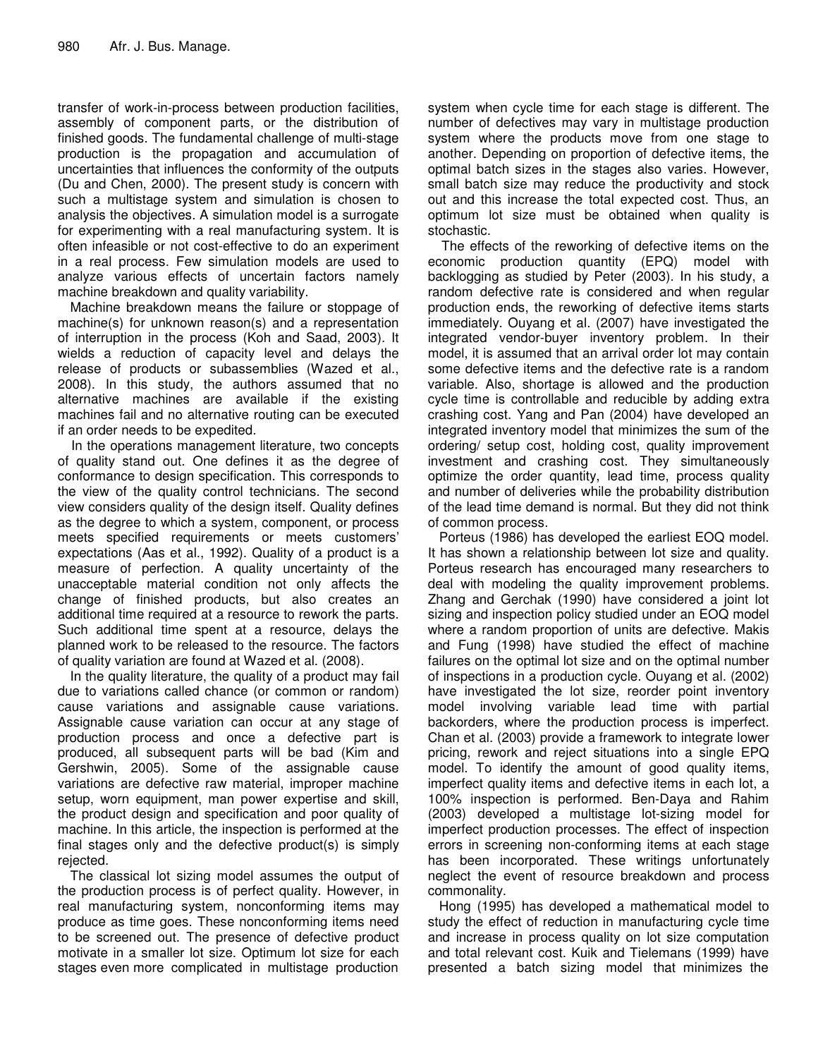transfer of work-in-process between production facilities, assembly of component parts, or the distribution of finished goods. The fundamental challenge of multi-stage production is the propagation and accumulation of uncertainties that influences the conformity of the outputs (Du and Chen, 2000). The present study is concern with such a multistage system and simulation is chosen to analysis the objectives. A simulation model is a surrogate for experimenting with a real manufacturing system. It is often infeasible or not cost-effective to do an experiment in a real process. Few simulation models are used to analyze various effects of uncertain factors namely machine breakdown and quality variability.

Machine breakdown means the failure or stoppage of machine(s) for unknown reason(s) and a representation of interruption in the process (Koh and Saad, 2003). It wields a reduction of capacity level and delays the release of products or subassemblies (Wazed et al., 2008). In this study, the authors assumed that no alternative machines are available if the existing machines fail and no alternative routing can be executed if an order needs to be expedited.

In the operations management literature, two concepts of quality stand out. One defines it as the degree of conformance to design specification. This corresponds to the view of the quality control technicians. The second view considers quality of the design itself. Quality defines as the degree to which a system, component, or process meets specified requirements or meets customers' expectations (Aas et al., 1992). Quality of a product is a measure of perfection. A quality uncertainty of the unacceptable material condition not only affects the change of finished products, but also creates an additional time required at a resource to rework the parts. Such additional time spent at a resource, delays the planned work to be released to the resource. The factors of quality variation are found at Wazed et al. (2008).

In the quality literature, the quality of a product may fail due to variations called chance (or common or random) cause variations and assignable cause variations. Assignable cause variation can occur at any stage of production process and once a defective part is produced, all subsequent parts will be bad (Kim and Gershwin, 2005). Some of the assignable cause variations are defective raw material, improper machine setup, worn equipment, man power expertise and skill, the product design and specification and poor quality of machine. In this article, the inspection is performed at the final stages only and the defective product(s) is simply rejected.

The classical lot sizing model assumes the output of the production process is of perfect quality. However, in real manufacturing system, nonconforming items may produce as time goes. These nonconforming items need to be screened out. The presence of defective product motivate in a smaller lot size. Optimum lot size for each stages even more complicated in multistage production system when cycle time for each stage is different. The number of defectives may vary in multistage production system where the products move from one stage to another. Depending on proportion of defective items, the optimal batch sizes in the stages also varies. However, small batch size may reduce the productivity and stock out and this increase the total expected cost. Thus, an optimum lot size must be obtained when quality is stochastic.

The effects of the reworking of defective items on the economic production quantity (EPQ) model with backlogging as studied by Peter (2003). In his study, a random defective rate is considered and when regular production ends, the reworking of defective items starts immediately. Ouyang et al. (2007) have investigated the integrated vendor-buyer inventory problem. In their model, it is assumed that an arrival order lot may contain some defective items and the defective rate is a random variable. Also, shortage is allowed and the production cycle time is controllable and reducible by adding extra crashing cost. Yang and Pan (2004) have developed an integrated inventory model that minimizes the sum of the ordering/ setup cost, holding cost, quality improvement investment and crashing cost. They simultaneously optimize the order quantity, lead time, process quality and number of deliveries while the probability distribution of the lead time demand is normal. But they did not think of common process.

Porteus (1986) has developed the earliest EOQ model. It has shown a relationship between lot size and quality. Porteus research has encouraged many researchers to deal with modeling the quality improvement problems. Zhang and Gerchak (1990) have considered a joint lot sizing and inspection policy studied under an EOQ model where a random proportion of units are defective. Makis and Fung (1998) have studied the effect of machine failures on the optimal lot size and on the optimal number of inspections in a production cycle. Ouyang et al. (2002) have investigated the lot size, reorder point inventory model involving variable lead time with partial backorders, where the production process is imperfect. Chan et al. (2003) provide a framework to integrate lower pricing, rework and reject situations into a single EPQ model. To identify the amount of good quality items, imperfect quality items and defective items in each lot, a 100% inspection is performed. Ben-Daya and Rahim (2003) developed a multistage lot-sizing model for imperfect production processes. The effect of inspection errors in screening non-conforming items at each stage has been incorporated. These writings unfortunately neglect the event of resource breakdown and process commonality.

Hong (1995) has developed a mathematical model to study the effect of reduction in manufacturing cycle time and increase in process quality on lot size computation and total relevant cost. Kuik and Tielemans (1999) have presented a batch sizing model that minimizes the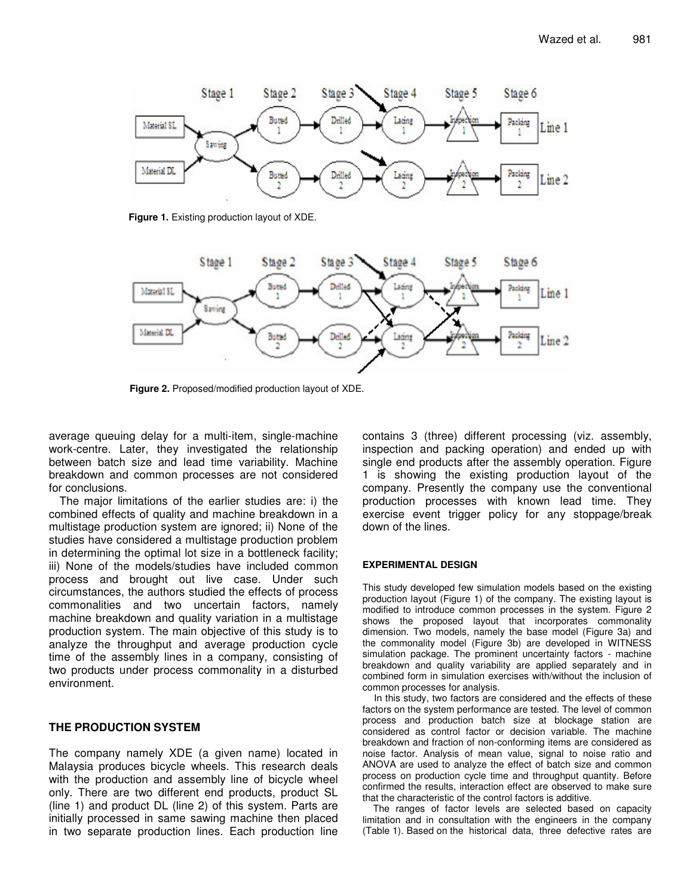Figure 1. Existing production layout of XDE.

Figure 2. Proposed/modified production layout of XDE.

average queuing delay for a multi-item, single-machine work-centre. Later, they investigated the relationship between batch size and lead time variability. Machine breakdown and common processes are not considered for conclusions.

The major limitations of the earlier studies are: i) the combined effects of quality and machine breakdown in a multistage production system are ignored; ii) None of the studies have considered a multistage production problem in determining the optimal lot size in a bottleneck facility; iii) None of the models/studies have included common process and brought out live case. Under such circumstances, the authors studied the effects of process commonalities and two uncertain factors, namely machine breakdown and quality variation in a multistage production system. The main objective of this study is to analyze the throughput and average production cycle time of the assembly lines in a company, consisting of two products under process commonality in a disturbed environment.

## THE PRODUCTION SYSTEM

The company namely XDE (a given name) located in Malaysia produces bicycle wheels. This research deals with the production and assembly line of bicycle wheel only. There are two different end products, product SL (line 1) and product DL (line 2) of this system. Parts are initially processed in same sawing machine then placed in two separate production lines. Each production line contains 3 (three) different processing (viz. assembly, inspection and packing operation) and ended up with single end products after the assembly operation. Figure 1 is showing the existing production layout of the company. Presently the company use the conventional production processes with known lead time. They exercise event trigger policy for any stoppage/break down of the lines.

## EXPERIMENTAL DESIGN

This study developed few simulation models based on the existing production layout (Figure 1) of the company. The existing layout is modified to introduce common processes in the system. Figure 2 shows the proposed layout that incorporates commonality dimension. Two models, namely the base model (Figure 3a) and the commonality model (Figure 3b) are developed in WITNESS simulation package. The prominent uncertainty factors - machine breakdown and quality variability are applied separately and in combined form in simulation exercises with/without the inclusion of common processes for analysis.

In this study, two factors are considered and the effects of these factors on the system performance are tested. The level of common process and production batch size at blockage station are considered as control factor or decision variable. The machine breakdown and fraction of non-conforming items are considered as noise factor. Analysis of mean value, signal to noise ratio and ANOVA are used to analyze the effect of batch size and common process on production cycle time and throughput quantity. Before confirmed the results, interaction effect are observed to make sure that the characteristic of the control factors is additive.

The ranges of factor levels are selected based on capacity limitation and in consultation with the engineers in the company (Table 1). Based on the historical data, three defective rates are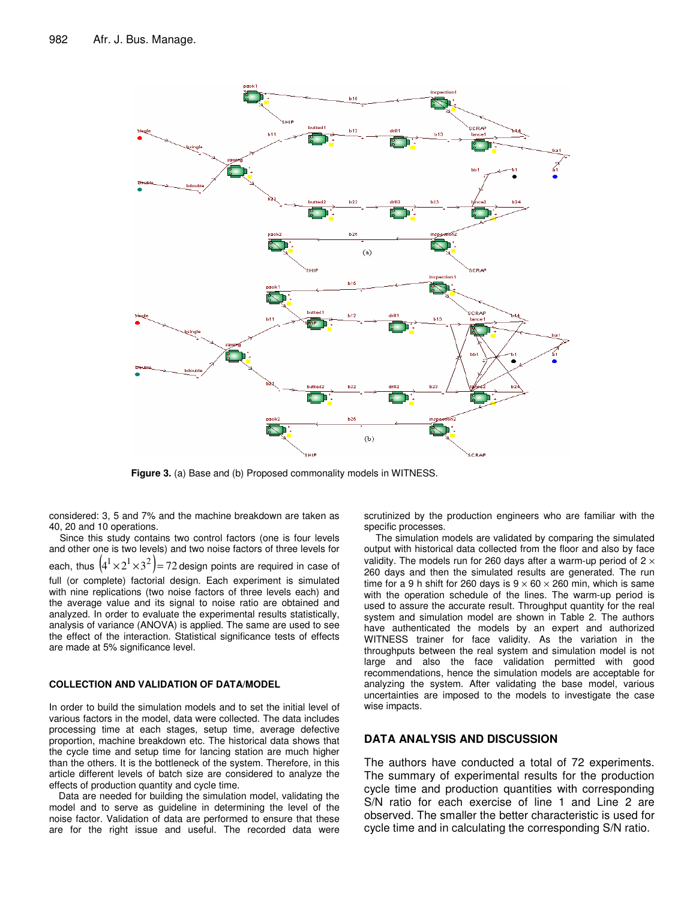Figure 3. (a) Base and (b) Proposed commonality models in WITNESS.

considered: 3, 5 and 7% and the machine breakdown are taken as 40, 20 and 10 operations.

Since this study contains two control factors (one is four levels and other one is two levels) and two noise factors of three levels for each, thus $\left(4^1 \times 2^1 \times 3^2\right) = 72$ design points are required in case of full (or complete) factorial design. Each experiment is simulated with nine replications (two noise factors of three levels each) and the average value and its signal to noise ratio are obtained and analyzed. In order to evaluate the experimental results statistically, analysis of variance (ANOVA) is applied. The same are used to see the effect of the interaction. Statistical significance tests of effects are made at 5% significance level.

#### COLLECTION AND VALIDATION OF DATA/MODEL

In order to build the simulation models and to set the initial level of various factors in the model, data were collected. The data includes processing time at each stages, setup time, average defective proportion, machine breakdown etc. The historical data shows that the cycle time and setup time for lancing station are much higher than the others. It is the bottleneck of the system. Therefore, in this article different levels of batch size are considered to analyze the effects of production quantity and cycle time.

Data are needed for building the simulation model, validating the model and to serve as guideline in determining the level of the noise factor. Validation of data are performed to ensure that these are for the right issue and useful. The recorded data were scrutinized by the production engineers who are familiar with the specific processes.

The simulation models are validated by comparing the simulated output with historical data collected from the floor and also by face validity. The models run for 260 days after a warm-up period of 2 × 260 days and then the simulated results are generated. The run time for a 9 h shift for 260 days is 9 × 60 × 260 min, which is same with the operation schedule of the lines. The warm-up period is used to assure the accurate result. Throughput quantity for the real system and simulation model are shown in Table 2. The authors have authenticated the models by an expert and authorized WITNESS trainer for face validity. As the variation in the throughputs between the real system and simulation model is not large and also the face validation permitted with good recommendations, hence the simulation models are acceptable for analyzing the system. After validating the base model, various uncertainties are imposed to the models to investigate the case wise impacts.

## DATA ANALYSIS AND DISCUSSION

The authors have conducted a total of 72 experiments. The summary of experimental results for the production cycle time and production quantities with corresponding S/N ratio for each exercise of line 1 and Line 2 are observed. The smaller the better characteristic is used for cycle time and in calculating the corresponding S/N ratio.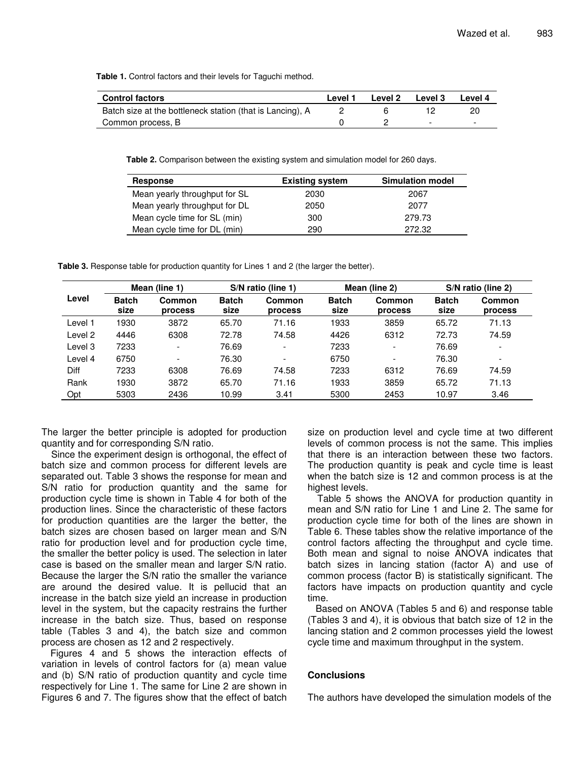**Table 1.** Control factors and their levels for Taguchi method.

| Control factors | Level 1 | Level 2 | Level 3 | Level 4 |
|---|---|---|---|---|
| Batch size at the bottleneck station (that is Lancing), A | 2 | 6 | 12 | 20 |
| Common process, B | 0 | 2 | - | - |

**Table 2.** Comparison between the existing system and simulation model for 260 days.

| Response | Existing system | Simulation model |
|---|---|---|
| Mean yearly throughput for SL | 2030 | 2067 |
| Mean yearly throughput for DL | 2050 | 2077 |
| Mean cycle time for SL (min) | 300 | 279.73 |
| Mean cycle time for DL (min) | 290 | 272.32 |

**Table 3.** Response table for production quantity for Lines 1 and 2 (the larger the better).

| Level | Mean (line 1) | | S/N ratio (line 1) | | Mean (line 2) | | S/N ratio (line 2) | |
|---|---|---|---|---|---|---|---|---|
| | Batch size | Common process | Batch size | Common process | Batch size | Common process | Batch size | Common process |
| Level 1 | 1930 | 3872 | 65.70 | 71.16 | 1933 | 3859 | 65.72 | 71.13 |
| Level 2 | 4446 | 6308 | 72.78 | 74.58 | 4426 | 6312 | 72.73 | 74.59 |
| Level 3 | 7233 | - | 76.69 | - | 7233 | - | 76.69 | - |
| Level 4 | 6750 | - | 76.30 | - | 6750 | - | 76.30 | - |
| Diff | 7233 | 6308 | 76.69 | 74.58 | 7233 | 6312 | 76.69 | 74.59 |
| Rank | 1930 | 3872 | 65.70 | 71.16 | 1933 | 3859 | 65.72 | 71.13 |
| Opt | 5303 | 2436 | 10.99 | 3.41 | 5300 | 2453 | 10.97 | 3.46 |

The larger the better principle is adopted for production quantity and for corresponding S/N ratio.

Since the experiment design is orthogonal, the effect of batch size and common process for different levels are separated out. Table 3 shows the response for mean and S/N ratio for production quantity and the same for production cycle time is shown in Table 4 for both of the production lines. Since the characteristic of these factors for production quantities are the larger the better, the batch sizes are chosen based on larger mean and S/N ratio for production level and for production cycle time, the smaller the better policy is used. The selection in later case is based on the smaller mean and larger S/N ratio. Because the larger the S/N ratio the smaller the variance are around the desired value. It is pellucid that an increase in the batch size yield an increase in production level in the system, but the capacity restrains the further increase in the batch size. Thus, based on response table (Tables 3 and 4), the batch size and common process are chosen as 12 and 2 respectively.

Figures 4 and 5 shows the interaction effects of variation in levels of control factors for (a) mean value and (b) S/N ratio of production quantity and cycle time respectively for Line 1. The same for Line 2 are shown in Figures 6 and 7. The figures show that the effect of batch size on production level and cycle time at two different levels of common process is not the same. This implies that there is an interaction between these two factors. The production quantity is peak and cycle time is least when the batch size is 12 and common process is at the highest levels.

Table 5 shows the ANOVA for production quantity in mean and S/N ratio for Line 1 and Line 2. The same for production cycle time for both of the lines are shown in Table 6. These tables show the relative importance of the control factors affecting the throughput and cycle time. Both mean and signal to noise ANOVA indicates that batch sizes in lancing station (factor A) and use of common process (factor B) is statistically significant. The factors have impacts on production quantity and cycle time.

Based on ANOVA (Tables 5 and 6) and response table (Tables 3 and 4), it is obvious that batch size of 12 in the lancing station and 2 common processes yield the lowest cycle time and maximum throughput in the system.

## Conclusions

The authors have developed the simulation models of the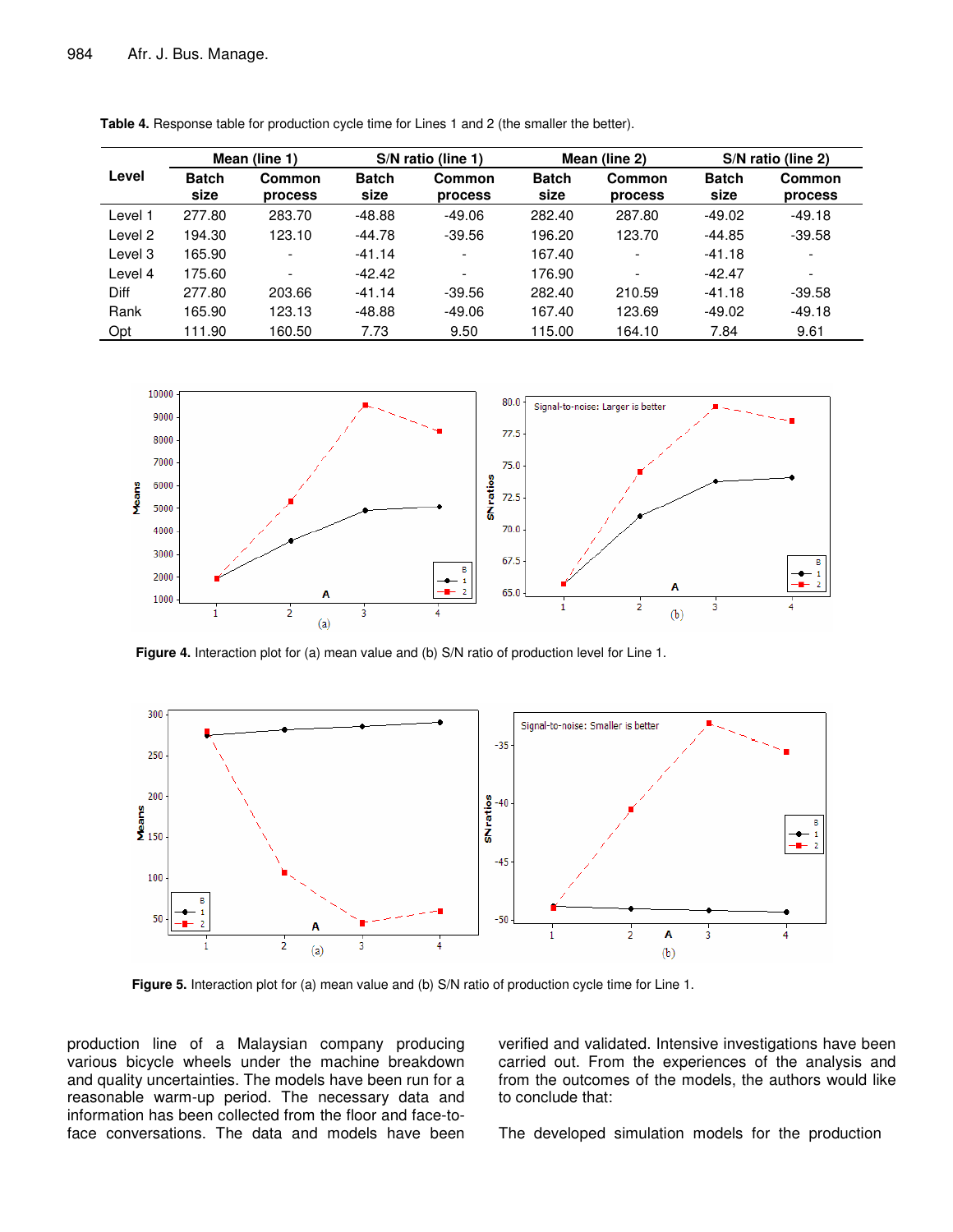**Table 4.** Response table for production cycle time for Lines 1 and 2 (the smaller the better).

| Level | Mean (line 1) | | S/N ratio (line 1) | | Mean (line 2) | | S/N ratio (line 2) | |
|---|---|---|---|---|---|---|---|---|
| | Batch size | Common process | Batch size | Common process | Batch size | Common process | Batch size | Common process |
| Level 1 | 277.80 | 283.70 | -48.88 | -49.06 | 282.40 | 287.80 | -49.02 | -49.18 |
| Level 2 | 194.30 | 123.10 | -44.78 | -39.56 | 196.20 | 123.70 | -44.85 | -39.58 |
| Level 3 | 165.90 | - | -41.14 | - | 167.40 | - | -41.18 | - |
| Level 4 | 175.60 | - | -42.42 | - | 176.90 | - | -42.47 | - |
| Diff | 277.80 | 203.66 | -41.14 | -39.56 | 282.40 | 210.59 | -41.18 | -39.58 |
| Rank | 165.90 | 123.13 | -48.88 | -49.06 | 167.40 | 123.69 | -49.02 | -49.18 |
| Opt | 111.90 | 160.50 | 7.73 | 9.50 | 115.00 | 164.10 | 7.84 | 9.61 |

**Figure 4.** Interaction plot for (a) mean value and (b) S/N ratio of production level for Line 1.

**Figure 5.** Interaction plot for (a) mean value and (b) S/N ratio of production cycle time for Line 1.

production line of a Malaysian company producing various bicycle wheels under the machine breakdown and quality uncertainties. The models have been run for a reasonable warm-up period. The necessary data and information has been collected from the floor and face-to-face conversations. The data and models have been verified and validated. Intensive investigations have been carried out. From the experiences of the analysis and from the outcomes of the models, the authors would like to conclude that:

The developed simulation models for the production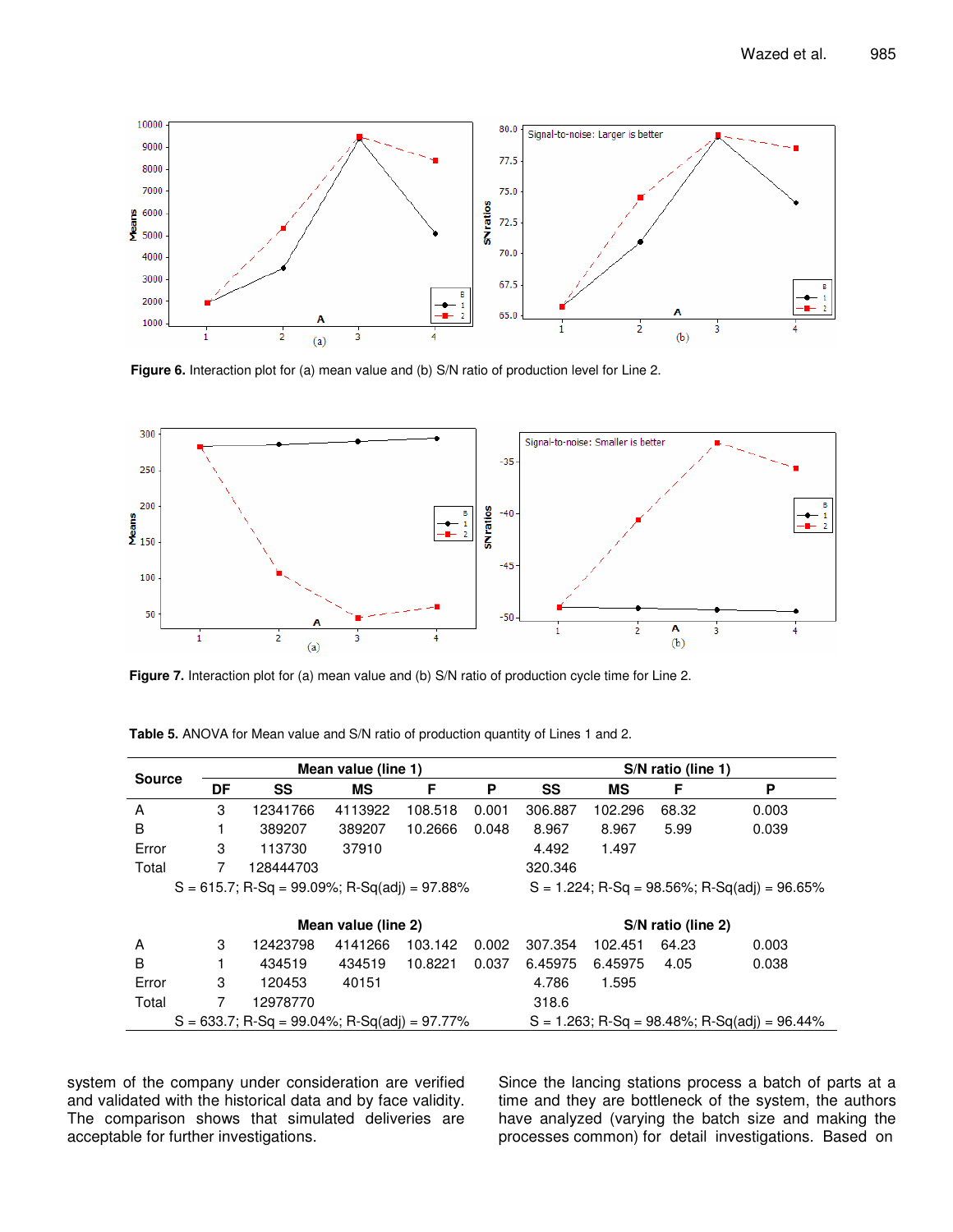Figure 6. Interaction plot for (a) mean value and (b) S/N ratio of production level for Line 2.

Figure 7. Interaction plot for (a) mean value and (b) S/N ratio of production cycle time for Line 2.

**Table 5.** ANOVA for Mean value and S/N ratio of production quantity of Lines 1 and 2.

| Source | Mean value (line 1) | | | | | S/N ratio (line 1) | | | |
|---|---|---|---|---|---|---|---|---|---|
| | DF | SS | MS | F | P | SS | MS | F | P |
| A | 3 | 12341766 | 4113922 | 108.518 | 0.001 | 306.887 | 102.296 | 68.32 | 0.003 |
| B | 1 | 389207 | 389207 | 10.2666 | 0.048 | 8.967 | 8.967 | 5.99 | 0.039 |
| Error | 3 | 113730 | 37910 | | | 4.492 | 1.497 | | |
| Total | 7 | 128444703 | | | | 320.346 | | | |
| | S = 615.7; R-Sq = 99.09%; R-Sq(adj) = 97.88% | | | | | S = 1.224; R-Sq = 98.56%; R-Sq(adj) = 96.65% | | | |
| | **Mean value (line 2)** | | | | | **S/N ratio (line 2)** | | | |
| A | 3 | 12423798 | 4141266 | 103.142 | 0.002 | 307.354 | 102.451 | 64.23 | 0.003 |
| B | 1 | 434519 | 434519 | 10.8221 | 0.037 | 6.45975 | 6.45975 | 4.05 | 0.038 |
| Error | 3 | 120453 | 40151 | | | 4.786 | 1.595 | | |
| Total | 7 | 12978770 | | | | 318.6 | | | |
| | S = 633.7; R-Sq = 99.04%; R-Sq(adj) = 97.77% | | | | | S = 1.263; R-Sq = 98.48%; R-Sq(adj) = 96.44% | | | |

system of the company under consideration are verified and validated with the historical data and by face validity. The comparison shows that simulated deliveries are acceptable for further investigations.

Since the lancing stations process a batch of parts at a time and they are bottleneck of the system, the authors have analyzed (varying the batch size and making the processes common) for detail investigations. Based on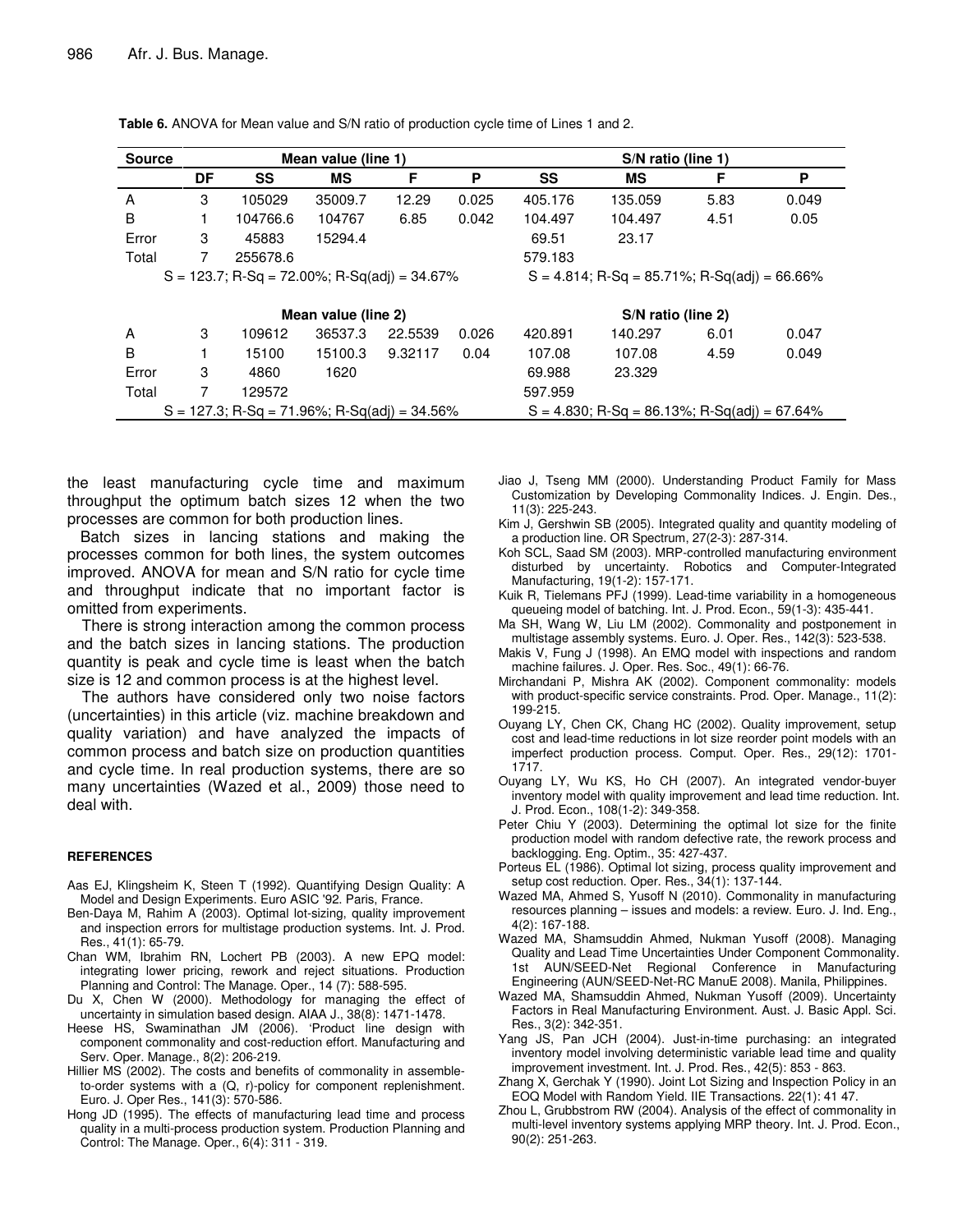**Table 6.** ANOVA for Mean value and S/N ratio of production cycle time of Lines 1 and 2.

| Source | Mean value (line 1) | | | | | S/N ratio (line 1) | | | |
|---|---|---|---|---|---|---|---|---|---|
| | DF | SS | MS | F | P | SS | MS | F | P |
| A | 3 | 105029 | 35009.7 | 12.29 | 0.025 | 405.176 | 135.059 | 5.83 | 0.049 |
| B | 1 | 104766.6 | 104767 | 6.85 | 0.042 | 104.497 | 104.497 | 4.51 | 0.05 |
| Error | 3 | 45883 | 15294.4 | | | 69.51 | 23.17 | | |
| Total | 7 | 255678.6 | | | | 579.183 | | | |
| | S = 123.7; R-Sq = 72.00%; R-Sq(adj) = 34.67% | | | | | S = 4.814; R-Sq = 85.71%; R-Sq(adj) = 66.66% | | | |
| | Mean value (line 2) | | | | | S/N ratio (line 2) | | | |
| A | 3 | 109612 | 36537.3 | 22.5539 | 0.026 | 420.891 | 140.297 | 6.01 | 0.047 |
| B | 1 | 15100 | 15100.3 | 9.32117 | 0.04 | 107.08 | 107.08 | 4.59 | 0.049 |
| Error | 3 | 4860 | 1620 | | | 69.988 | 23.329 | | |
| Total | 7 | 129572 | | | | 597.959 | | | |
| | S = 127.3; R-Sq = 71.96%; R-Sq(adj) = 34.56% | | | | | S = 4.830; R-Sq = 86.13%; R-Sq(adj) = 67.64% | | | |

the least manufacturing cycle time and maximum throughput the optimum batch sizes 12 when the two processes are common for both production lines.

Batch sizes in lancing stations and making the processes common for both lines, the system outcomes improved. ANOVA for mean and S/N ratio for cycle time and throughput indicate that no important factor is omitted from experiments.

There is strong interaction among the common process and the batch sizes in lancing stations. The production quantity is peak and cycle time is least when the batch size is 12 and common process is at the highest level.

The authors have considered only two noise factors (uncertainties) in this article (viz. machine breakdown and quality variation) and have analyzed the impacts of common process and batch size on production quantities and cycle time. In real production systems, there are so many uncertainties (Wazed et al., 2009) those need to deal with.

## REFERENCES

Aas EJ, Klingsheim K, Steen T (1992). Quantifying Design Quality: A Model and Design Experiments. Euro ASIC '92. Paris, France.

Ben-Daya M, Rahim A (2003). Optimal lot-sizing, quality improvement and inspection errors for multistage production systems. Int. J. Prod. Res., 41(1): 65-79.

Chan WM, Ibrahim RN, Lochert PB (2003). A new EPQ model: integrating lower pricing, rework and reject situations. Production Planning and Control: The Manage. Oper., 14 (7): 588-595.

Du X, Chen W (2000). Methodology for managing the effect of uncertainty in simulation based design. AIAA J., 38(8): 1471-1478.

Heese HS, Swaminathan JM (2006). 'Product line design with component commonality and cost-reduction effort. Manufacturing and Serv. Oper. Manage., 8(2): 206-219.

Hillier MS (2002). The costs and benefits of commonality in assemble-to-order systems with a (Q, r)-policy for component replenishment. Euro. J. Oper Res., 141(3): 570-586.

Hong JD (1995). The effects of manufacturing lead time and process quality in a multi-process production system. Production Planning and Control: The Manage. Oper., 6(4): 311 - 319.

Jiao J, Tseng MM (2000). Understanding Product Family for Mass Customization by Developing Commonality Indices. J. Engin. Des., 11(3): 225-243.

Kim J, Gershwin SB (2005). Integrated quality and quantity modeling of a production line. OR Spectrum, 27(2-3): 287-314.

Koh SCL, Saad SM (2003). MRP-controlled manufacturing environment disturbed by uncertainty. Robotics and Computer-Integrated Manufacturing, 19(1-2): 157-171.

Kuik R, Tielemans PFJ (1999). Lead-time variability in a homogeneous queueing model of batching. Int. J. Prod. Econ., 59(1-3): 435-441.

Ma SH, Wang W, Liu LM (2002). Commonality and postponement in multistage assembly systems. Euro. J. Oper. Res., 142(3): 523-538.

Makis V, Fung J (1998). An EMQ model with inspections and random machine failures. J. Oper. Res. Soc., 49(1): 66-76.

Mirchandani P, Mishra AK (2002). Component commonality: models with product-specific service constraints. Prod. Oper. Manage., 11(2): 199-215.

Ouyang LY, Chen CK, Chang HC (2002). Quality improvement, setup cost and lead-time reductions in lot size reorder point models with an imperfect production process. Comput. Oper. Res., 29(12): 1701-1717.

Ouyang LY, Wu KS, Ho CH (2007). An integrated vendor-buyer inventory model with quality improvement and lead time reduction. Int. J. Prod. Econ., 108(1-2): 349-358.

Peter Chiu Y (2003). Determining the optimal lot size for the finite production model with random defective rate, the rework process and backlogging. Eng. Optim., 35: 427-437.

Porteus EL (1986). Optimal lot sizing, process quality improvement and setup cost reduction. Oper. Res., 34(1): 137-144.

Wazed MA, Ahmed S, Yusoff N (2010). Commonality in manufacturing resources planning – issues and models: a review. Euro. J. Ind. Eng., 4(2): 167-188.

Wazed MA, Shamsuddin Ahmed, Nukman Yusoff (2008). Managing Quality and Lead Time Uncertainties Under Component Commonality. 1st AUN/SEED-Net Regional Conference in Manufacturing Engineering (AUN/SEED-Net-RC ManuE 2008). Manila, Philippines.

Wazed MA, Shamsuddin Ahmed, Nukman Yusoff (2009). Uncertainty Factors in Real Manufacturing Environment. Aust. J. Basic Appl. Sci. Res., 3(2): 342-351.

Yang JS, Pan JCH (2004). Just-in-time purchasing: an integrated inventory model involving deterministic variable lead time and quality improvement investment. Int. J. Prod. Res., 42(5): 853 - 863.

Zhang X, Gerchak Y (1990). Joint Lot Sizing and Inspection Policy in an EOQ Model with Random Yield. IIE Transactions. 22(1): 41 47.

Zhou L, Grubbstrom RW (2004). Analysis of the effect of commonality in multi-level inventory systems applying MRP theory. Int. J. Prod. Econ., 90(2): 251-263.